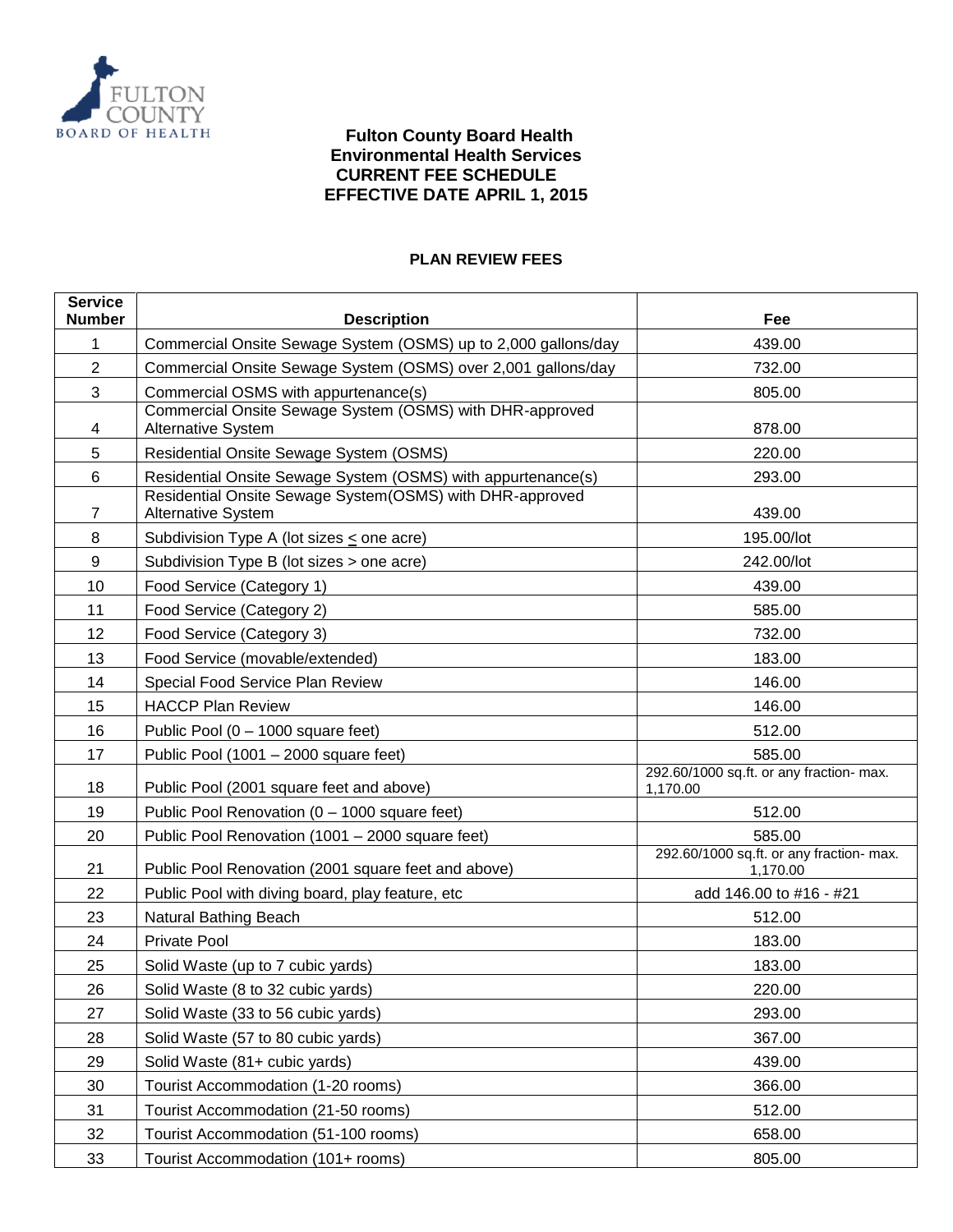FULTON COUNTY BOARD OF HEALTH

# Fulton County Board Health
## Environmental Health Services
## CURRENT FEE SCHEDULE
## EFFECTIVE DATE APRIL 1, 2015

### PLAN REVIEW FEES

| Service Number | Description | Fee |
|---|---|---|
| 1 | Commercial Onsite Sewage System (OSMS) up to 2,000 gallons/day | 439.00 |
| 2 | Commercial Onsite Sewage System (OSMS) over 2,001 gallons/day | 732.00 |
| 3 | Commercial OSMS with appurtenance(s) | 805.00 |
| 4 | Commercial Onsite Sewage System (OSMS) with DHR-approved Alternative System | 878.00 |
| 5 | Residential Onsite Sewage System (OSMS) | 220.00 |
| 6 | Residential Onsite Sewage System (OSMS) with appurtenance(s) | 293.00 |
| 7 | Residential Onsite Sewage System(OSMS) with DHR-approved Alternative System | 439.00 |
| 8 | Subdivision Type A (lot sizes ≤ one acre) | 195.00/lot |
| 9 | Subdivision Type B (lot sizes > one acre) | 242.00/lot |
| 10 | Food Service (Category 1) | 439.00 |
| 11 | Food Service (Category 2) | 585.00 |
| 12 | Food Service (Category 3) | 732.00 |
| 13 | Food Service (movable/extended) | 183.00 |
| 14 | Special Food Service Plan Review | 146.00 |
| 15 | HACCP Plan Review | 146.00 |
| 16 | Public Pool (0 – 1000 square feet) | 512.00 |
| 17 | Public Pool (1001 – 2000 square feet) | 585.00 |
| 18 | Public Pool (2001 square feet and above) | 292.60/1000 sq.ft. or any fraction- max. 1,170.00 |
| 19 | Public Pool Renovation (0 – 1000 square feet) | 512.00 |
| 20 | Public Pool Renovation (1001 – 2000 square feet) | 585.00 |
| 21 | Public Pool Renovation (2001 square feet and above) | 292.60/1000 sq.ft. or any fraction- max. 1,170.00 |
| 22 | Public Pool with diving board, play feature, etc | add 146.00 to #16 - #21 |
| 23 | Natural Bathing Beach | 512.00 |
| 24 | Private Pool | 183.00 |
| 25 | Solid Waste (up to 7 cubic yards) | 183.00 |
| 26 | Solid Waste (8 to 32 cubic yards) | 220.00 |
| 27 | Solid Waste (33 to 56 cubic yards) | 293.00 |
| 28 | Solid Waste (57 to 80 cubic yards) | 367.00 |
| 29 | Solid Waste (81+ cubic yards) | 439.00 |
| 30 | Tourist Accommodation (1-20 rooms) | 366.00 |
| 31 | Tourist Accommodation (21-50 rooms) | 512.00 |
| 32 | Tourist Accommodation (51-100 rooms) | 658.00 |
| 33 | Tourist Accommodation (101+ rooms) | 805.00 |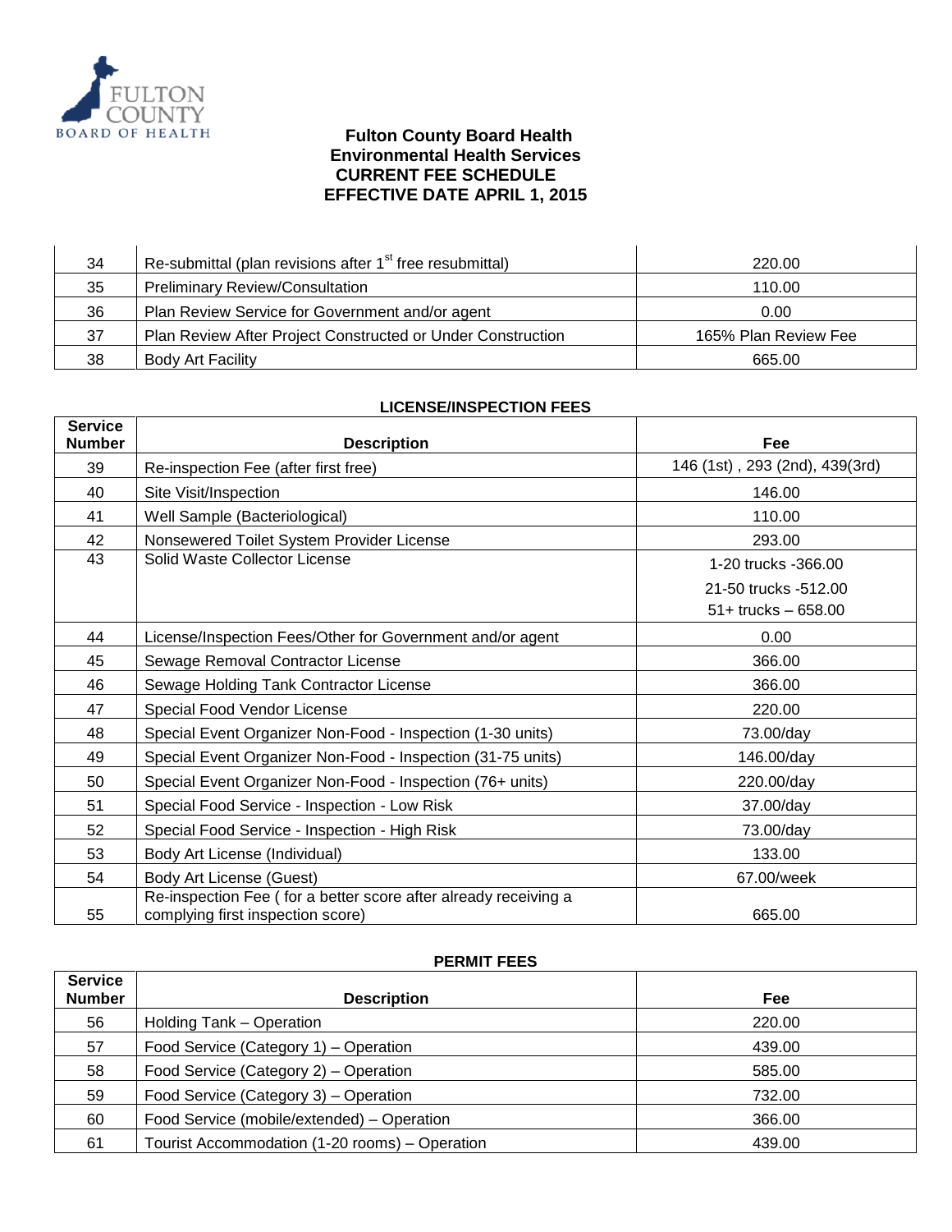**Fulton County Board Health**
**Environmental Health Services**
**CURRENT FEE SCHEDULE**
**EFFECTIVE DATE APRIL 1, 2015**

| | | |
|---|---|---|
| 34 | Re-submittal (plan revisions after 1st free resubmittal) | 220.00 |
| 35 | Preliminary Review/Consultation | 110.00 |
| 36 | Plan Review Service for Government and/or agent | 0.00 |
| 37 | Plan Review After Project Constructed or Under Construction | 165% Plan Review Fee |
| 38 | Body Art Facility | 665.00 |

**LICENSE/INSPECTION FEES**

| Service Number | Description | Fee |
|---|---|---|
| 39 | Re-inspection Fee (after first free) | 146 (1st) , 293 (2nd), 439(3rd) |
| 40 | Site Visit/Inspection | 146.00 |
| 41 | Well Sample (Bacteriological) | 110.00 |
| 42 | Nonsewered Toilet System Provider License | 293.00 |
| 43 | Solid Waste Collector License | 1-20 trucks -366.00<br>21-50 trucks -512.00<br>51+ trucks – 658.00 |
| 44 | License/Inspection Fees/Other for Government and/or agent | 0.00 |
| 45 | Sewage Removal Contractor License | 366.00 |
| 46 | Sewage Holding Tank Contractor License | 366.00 |
| 47 | Special Food Vendor License | 220.00 |
| 48 | Special Event Organizer Non-Food - Inspection (1-30 units) | 73.00/day |
| 49 | Special Event Organizer Non-Food - Inspection (31-75 units) | 146.00/day |
| 50 | Special Event Organizer Non-Food - Inspection (76+ units) | 220.00/day |
| 51 | Special Food Service - Inspection - Low Risk | 37.00/day |
| 52 | Special Food Service - Inspection - High Risk | 73.00/day |
| 53 | Body Art License (Individual) | 133.00 |
| 54 | Body Art License (Guest) | 67.00/week |
| 55 | Re-inspection Fee ( for a better score after already receiving a complying first inspection score) | 665.00 |

**PERMIT FEES**

| Service Number | Description | Fee |
|---|---|---|
| 56 | Holding Tank – Operation | 220.00 |
| 57 | Food Service (Category 1) – Operation | 439.00 |
| 58 | Food Service (Category 2) – Operation | 585.00 |
| 59 | Food Service (Category 3) – Operation | 732.00 |
| 60 | Food Service (mobile/extended) – Operation | 366.00 |
| 61 | Tourist Accommodation (1-20 rooms) – Operation | 439.00 |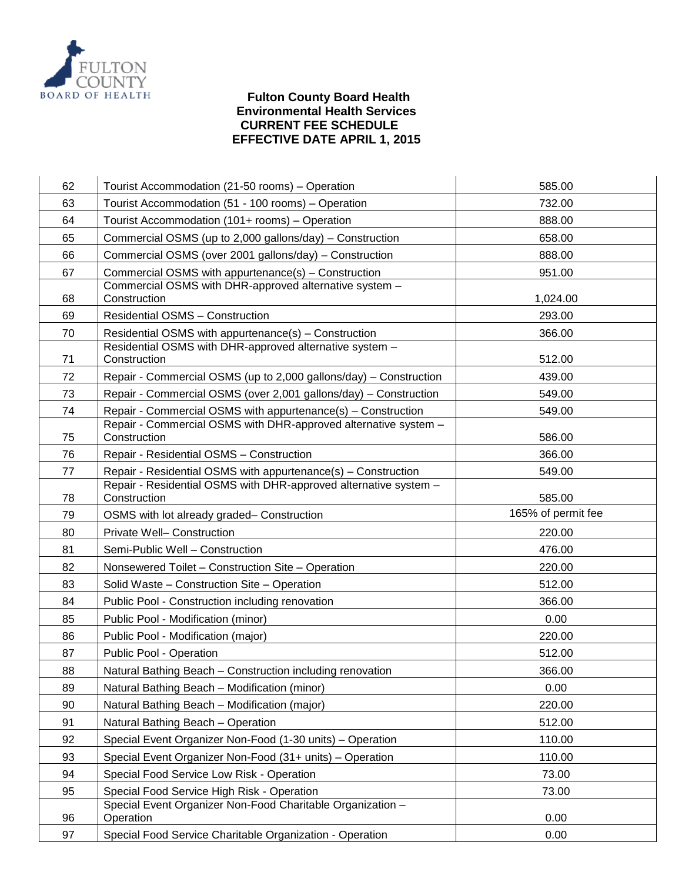**Fulton County Board Health**
**Environmental Health Services**
**CURRENT FEE SCHEDULE**
**EFFECTIVE DATE APRIL 1, 2015**

| | | |
|---|---|---|
| 62 | Tourist Accommodation (21-50 rooms) – Operation | 585.00 |
| 63 | Tourist Accommodation (51 - 100 rooms) – Operation | 732.00 |
| 64 | Tourist Accommodation (101+ rooms) – Operation | 888.00 |
| 65 | Commercial OSMS (up to 2,000 gallons/day) – Construction | 658.00 |
| 66 | Commercial OSMS (over 2001 gallons/day) – Construction | 888.00 |
| 67 | Commercial OSMS with appurtenance(s) – Construction | 951.00 |
| 68 | Commercial OSMS with DHR-approved alternative system – Construction | 1,024.00 |
| 69 | Residential OSMS – Construction | 293.00 |
| 70 | Residential OSMS with appurtenance(s) – Construction | 366.00 |
| 71 | Residential OSMS with DHR-approved alternative system – Construction | 512.00 |
| 72 | Repair - Commercial OSMS (up to 2,000 gallons/day) – Construction | 439.00 |
| 73 | Repair - Commercial OSMS (over 2,001 gallons/day) – Construction | 549.00 |
| 74 | Repair - Commercial OSMS with appurtenance(s) – Construction | 549.00 |
| 75 | Repair - Commercial OSMS with DHR-approved alternative system – Construction | 586.00 |
| 76 | Repair - Residential OSMS – Construction | 366.00 |
| 77 | Repair - Residential OSMS with appurtenance(s) – Construction | 549.00 |
| 78 | Repair - Residential OSMS with DHR-approved alternative system – Construction | 585.00 |
| 79 | OSMS with lot already graded– Construction | 165% of permit fee |
| 80 | Private Well– Construction | 220.00 |
| 81 | Semi-Public Well – Construction | 476.00 |
| 82 | Nonsewered Toilet – Construction Site – Operation | 220.00 |
| 83 | Solid Waste – Construction Site – Operation | 512.00 |
| 84 | Public Pool - Construction including renovation | 366.00 |
| 85 | Public Pool - Modification (minor) | 0.00 |
| 86 | Public Pool - Modification (major) | 220.00 |
| 87 | Public Pool - Operation | 512.00 |
| 88 | Natural Bathing Beach – Construction including renovation | 366.00 |
| 89 | Natural Bathing Beach – Modification (minor) | 0.00 |
| 90 | Natural Bathing Beach – Modification (major) | 220.00 |
| 91 | Natural Bathing Beach – Operation | 512.00 |
| 92 | Special Event Organizer Non-Food (1-30 units) – Operation | 110.00 |
| 93 | Special Event Organizer Non-Food (31+ units) – Operation | 110.00 |
| 94 | Special Food Service Low Risk - Operation | 73.00 |
| 95 | Special Food Service High Risk - Operation | 73.00 |
| 96 | Special Event Organizer Non-Food Charitable Organization – Operation | 0.00 |
| 97 | Special Food Service Charitable Organization - Operation | 0.00 |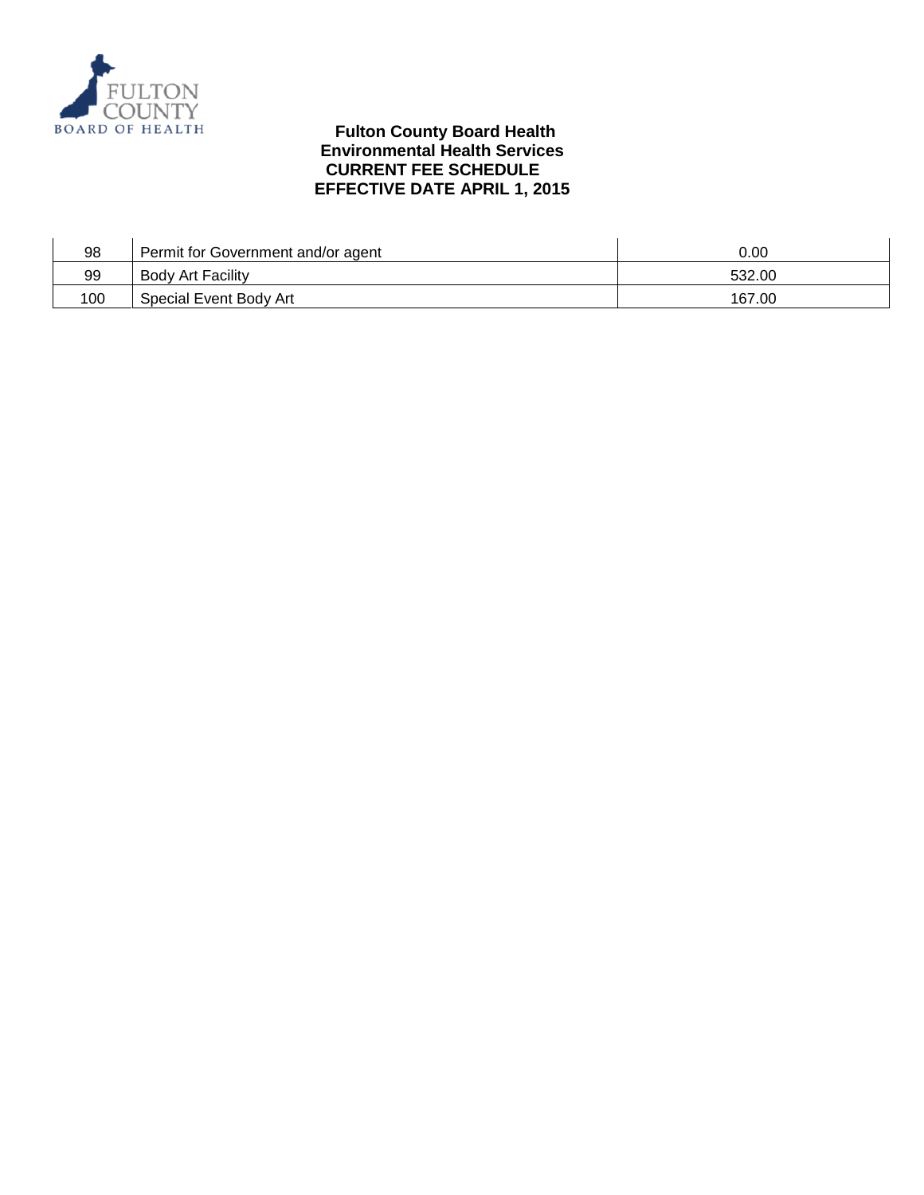**Fulton County Board Health**
**Environmental Health Services**
**CURRENT FEE SCHEDULE**
**EFFECTIVE DATE APRIL 1, 2015**

| | | |
|---|---|---|
| 98 | Permit for Government and/or agent | 0.00 |
| 99 | Body Art Facility | 532.00 |
| 100 | Special Event Body Art | 167.00 |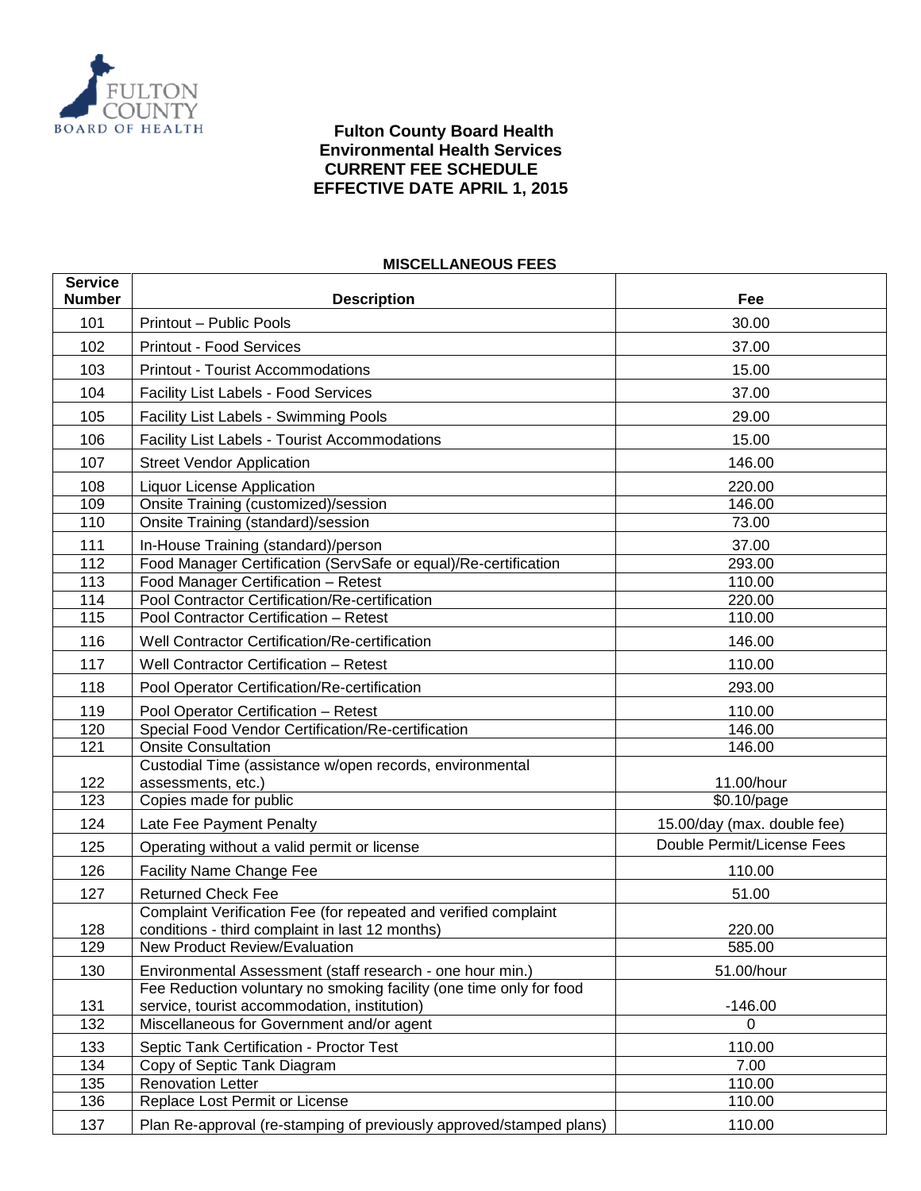# Fulton County Board Health
## Environmental Health Services
## CURRENT FEE SCHEDULE
## EFFECTIVE DATE APRIL 1, 2015

### MISCELLANEOUS FEES

| Service Number | Description | Fee |
|---|---|---|
| 101 | Printout – Public Pools | 30.00 |
| 102 | Printout - Food Services | 37.00 |
| 103 | Printout - Tourist Accommodations | 15.00 |
| 104 | Facility List Labels - Food Services | 37.00 |
| 105 | Facility List Labels - Swimming Pools | 29.00 |
| 106 | Facility List Labels - Tourist Accommodations | 15.00 |
| 107 | Street Vendor Application | 146.00 |
| 108 | Liquor License Application | 220.00 |
| 109 | Onsite Training (customized)/session | 146.00 |
| 110 | Onsite Training (standard)/session | 73.00 |
| 111 | In-House Training (standard)/person | 37.00 |
| 112 | Food Manager Certification (ServSafe or equal)/Re-certification | 293.00 |
| 113 | Food Manager Certification – Retest | 110.00 |
| 114 | Pool Contractor Certification/Re-certification | 220.00 |
| 115 | Pool Contractor Certification – Retest | 110.00 |
| 116 | Well Contractor Certification/Re-certification | 146.00 |
| 117 | Well Contractor Certification – Retest | 110.00 |
| 118 | Pool Operator Certification/Re-certification | 293.00 |
| 119 | Pool Operator Certification – Retest | 110.00 |
| 120 | Special Food Vendor Certification/Re-certification | 146.00 |
| 121 | Onsite Consultation | 146.00 |
| 122 | Custodial Time (assistance w/open records, environmental assessments, etc.) | 11.00/hour |
| 123 | Copies made for public | $0.10/page |
| 124 | Late Fee Payment Penalty | 15.00/day (max. double fee) |
| 125 | Operating without a valid permit or license | Double Permit/License Fees |
| 126 | Facility Name Change Fee | 110.00 |
| 127 | Returned Check Fee | 51.00 |
| 128 | Complaint Verification Fee (for repeated and verified complaint conditions - third complaint in last 12 months) | 220.00 |
| 129 | New Product Review/Evaluation | 585.00 |
| 130 | Environmental Assessment (staff research - one hour min.) | 51.00/hour |
| 131 | Fee Reduction voluntary no smoking facility (one time only for food service, tourist accommodation, institution) | -146.00 |
| 132 | Miscellaneous for Government and/or agent | 0 |
| 133 | Septic Tank Certification - Proctor Test | 110.00 |
| 134 | Copy of Septic Tank Diagram | 7.00 |
| 135 | Renovation Letter | 110.00 |
| 136 | Replace Lost Permit or License | 110.00 |
| 137 | Plan Re-approval (re-stamping of previously approved/stamped plans) | 110.00 |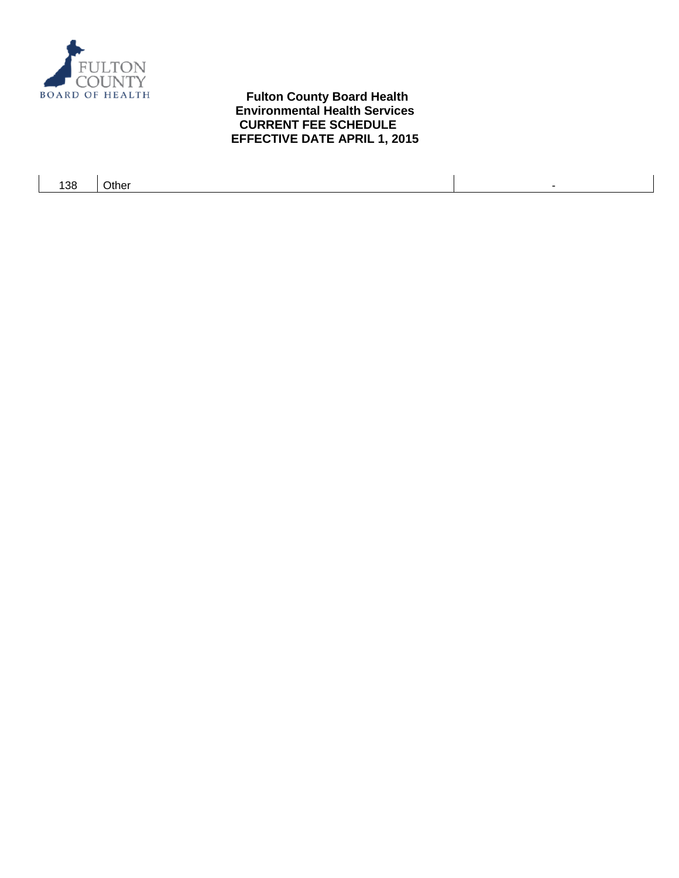**Fulton County Board Health**
**Environmental Health Services**
**CURRENT FEE SCHEDULE**
**EFFECTIVE DATE APRIL 1, 2015**

| | | |
|---|---|---|
| 138 | Other | - |